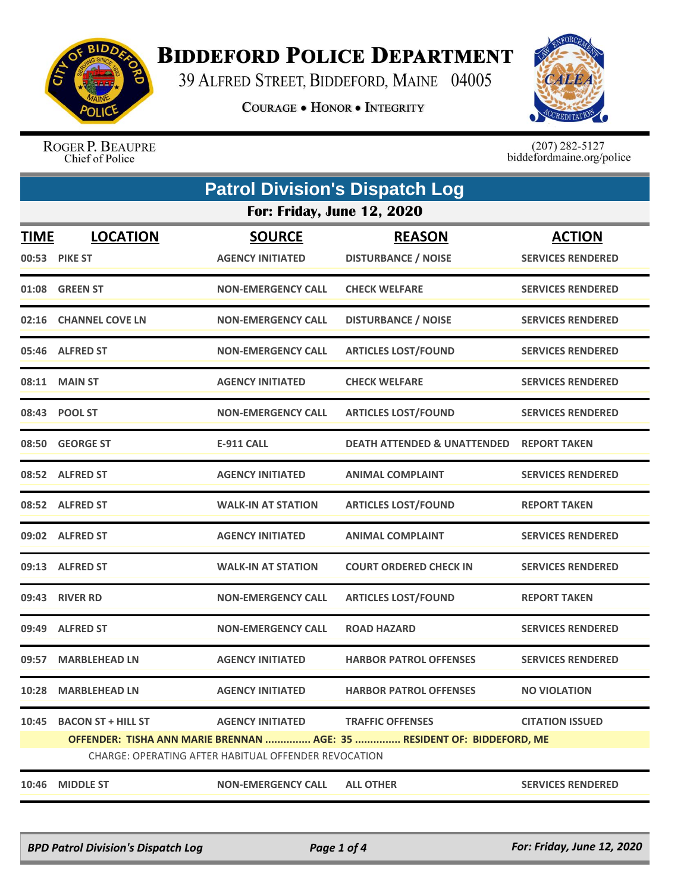# BIDDEFORD POLICE DEPARTMENT

39 ALFRED STREET, BIDDEFORD, MAINE 04005

COURAGE • HONOR • INTEGRITY

ROGER P. BEAUPRE
Chief of Police

(207) 282-5127
biddefordmaine.org/police

## Patrol Division's Dispatch Log

### For: Friday, June 12, 2020

| TIME | LOCATION | SOURCE | REASON | ACTION |
|---|---|---|---|---|
| 00:53 | PIKE ST | AGENCY INITIATED | DISTURBANCE / NOISE | SERVICES RENDERED |
| 01:08 | GREEN ST | NON-EMERGENCY CALL | CHECK WELFARE | SERVICES RENDERED |
| 02:16 | CHANNEL COVE LN | NON-EMERGENCY CALL | DISTURBANCE / NOISE | SERVICES RENDERED |
| 05:46 | ALFRED ST | NON-EMERGENCY CALL | ARTICLES LOST/FOUND | SERVICES RENDERED |
| 08:11 | MAIN ST | AGENCY INITIATED | CHECK WELFARE | SERVICES RENDERED |
| 08:43 | POOL ST | NON-EMERGENCY CALL | ARTICLES LOST/FOUND | SERVICES RENDERED |
| 08:50 | GEORGE ST | E-911 CALL | DEATH ATTENDED & UNATTENDED | REPORT TAKEN |
| 08:52 | ALFRED ST | AGENCY INITIATED | ANIMAL COMPLAINT | SERVICES RENDERED |
| 08:52 | ALFRED ST | WALK-IN AT STATION | ARTICLES LOST/FOUND | REPORT TAKEN |
| 09:02 | ALFRED ST | AGENCY INITIATED | ANIMAL COMPLAINT | SERVICES RENDERED |
| 09:13 | ALFRED ST | WALK-IN AT STATION | COURT ORDERED CHECK IN | SERVICES RENDERED |
| 09:43 | RIVER RD | NON-EMERGENCY CALL | ARTICLES LOST/FOUND | REPORT TAKEN |
| 09:49 | ALFRED ST | NON-EMERGENCY CALL | ROAD HAZARD | SERVICES RENDERED |
| 09:57 | MARBLEHEAD LN | AGENCY INITIATED | HARBOR PATROL OFFENSES | SERVICES RENDERED |
| 10:28 | MARBLEHEAD LN | AGENCY INITIATED | HARBOR PATROL OFFENSES | NO VIOLATION |
| 10:45 | BACON ST + HILL ST | AGENCY INITIATED | TRAFFIC OFFENSES | CITATION ISSUED |

OFFENDER: TISHA ANN MARIE BRENNAN ............... AGE: 35 ............... RESIDENT OF: BIDDEFORD, ME

CHARGE: OPERATING AFTER HABITUAL OFFENDER REVOCATION

| TIME | LOCATION | SOURCE | REASON | ACTION |
|---|---|---|---|---|
| 10:46 | MIDDLE ST | NON-EMERGENCY CALL | ALL OTHER | SERVICES RENDERED |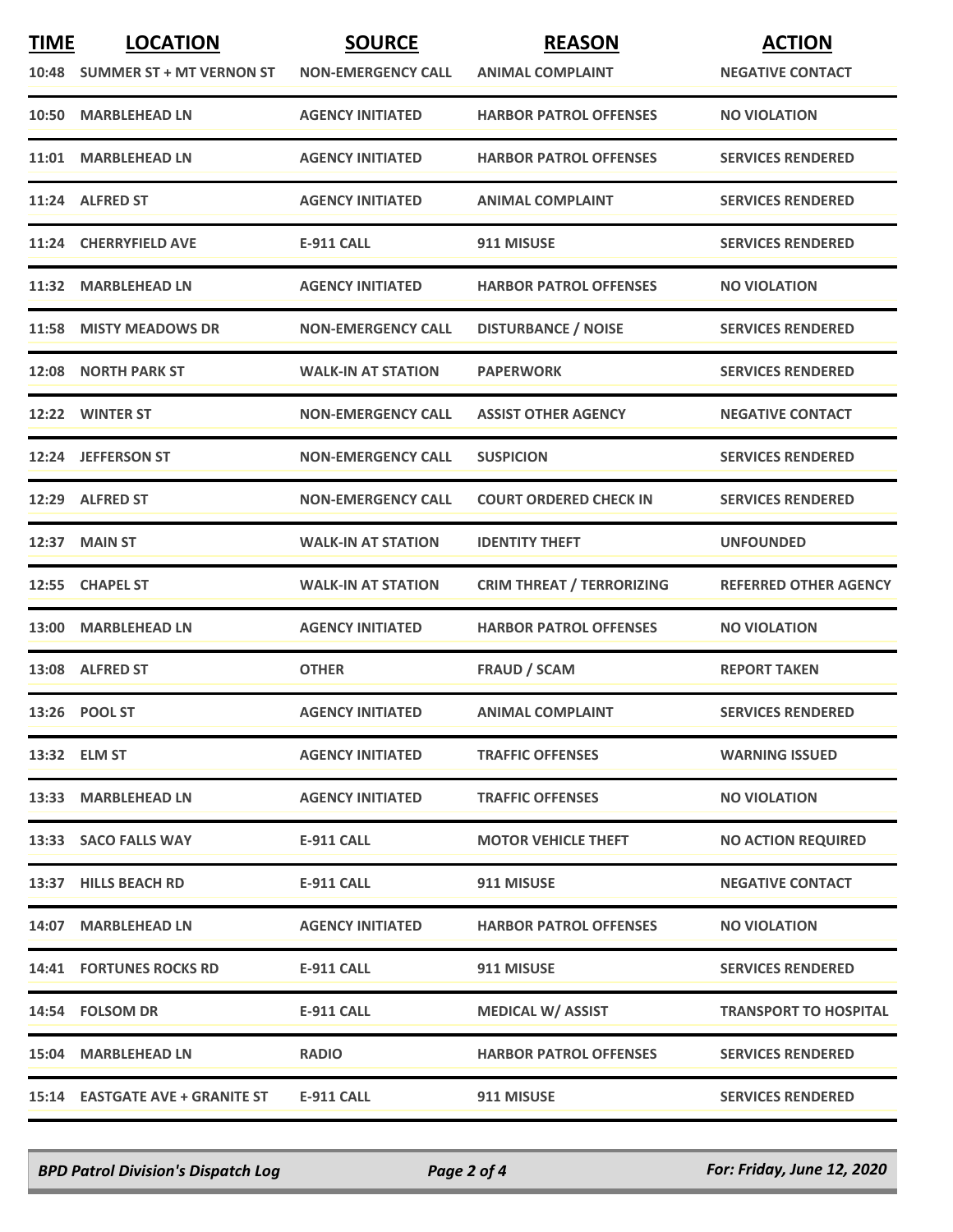| TIME | LOCATION | SOURCE | REASON | ACTION |
|---|---|---|---|---|
| 10:48 | SUMMER ST + MT VERNON ST | NON-EMERGENCY CALL | ANIMAL COMPLAINT | NEGATIVE CONTACT |
| 10:50 | MARBLEHEAD LN | AGENCY INITIATED | HARBOR PATROL OFFENSES | NO VIOLATION |
| 11:01 | MARBLEHEAD LN | AGENCY INITIATED | HARBOR PATROL OFFENSES | SERVICES RENDERED |
| 11:24 | ALFRED ST | AGENCY INITIATED | ANIMAL COMPLAINT | SERVICES RENDERED |
| 11:24 | CHERRYFIELD AVE | E-911 CALL | 911 MISUSE | SERVICES RENDERED |
| 11:32 | MARBLEHEAD LN | AGENCY INITIATED | HARBOR PATROL OFFENSES | NO VIOLATION |
| 11:58 | MISTY MEADOWS DR | NON-EMERGENCY CALL | DISTURBANCE / NOISE | SERVICES RENDERED |
| 12:08 | NORTH PARK ST | WALK-IN AT STATION | PAPERWORK | SERVICES RENDERED |
| 12:22 | WINTER ST | NON-EMERGENCY CALL | ASSIST OTHER AGENCY | NEGATIVE CONTACT |
| 12:24 | JEFFERSON ST | NON-EMERGENCY CALL | SUSPICION | SERVICES RENDERED |
| 12:29 | ALFRED ST | NON-EMERGENCY CALL | COURT ORDERED CHECK IN | SERVICES RENDERED |
| 12:37 | MAIN ST | WALK-IN AT STATION | IDENTITY THEFT | UNFOUNDED |
| 12:55 | CHAPEL ST | WALK-IN AT STATION | CRIM THREAT / TERRORIZING | REFERRED OTHER AGENCY |
| 13:00 | MARBLEHEAD LN | AGENCY INITIATED | HARBOR PATROL OFFENSES | NO VIOLATION |
| 13:08 | ALFRED ST | OTHER | FRAUD / SCAM | REPORT TAKEN |
| 13:26 | POOL ST | AGENCY INITIATED | ANIMAL COMPLAINT | SERVICES RENDERED |
| 13:32 | ELM ST | AGENCY INITIATED | TRAFFIC OFFENSES | WARNING ISSUED |
| 13:33 | MARBLEHEAD LN | AGENCY INITIATED | TRAFFIC OFFENSES | NO VIOLATION |
| 13:33 | SACO FALLS WAY | E-911 CALL | MOTOR VEHICLE THEFT | NO ACTION REQUIRED |
| 13:37 | HILLS BEACH RD | E-911 CALL | 911 MISUSE | NEGATIVE CONTACT |
| 14:07 | MARBLEHEAD LN | AGENCY INITIATED | HARBOR PATROL OFFENSES | NO VIOLATION |
| 14:41 | FORTUNES ROCKS RD | E-911 CALL | 911 MISUSE | SERVICES RENDERED |
| 14:54 | FOLSOM DR | E-911 CALL | MEDICAL W/ ASSIST | TRANSPORT TO HOSPITAL |
| 15:04 | MARBLEHEAD LN | RADIO | HARBOR PATROL OFFENSES | SERVICES RENDERED |
| 15:14 | EASTGATE AVE + GRANITE ST | E-911 CALL | 911 MISUSE | SERVICES RENDERED |

*BPD Patrol Division's Dispatch Log* — *For: Friday, June 12, 2020*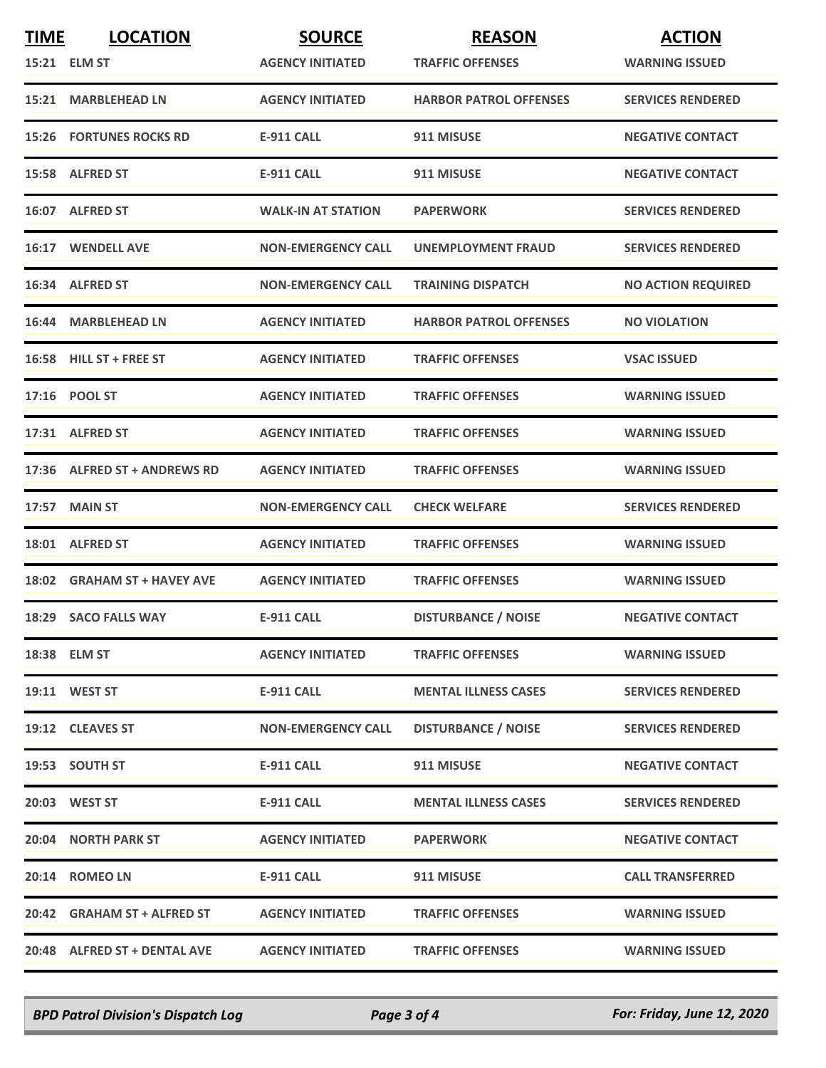| TIME | LOCATION | SOURCE | REASON | ACTION |
|---|---|---|---|---|
| 15:21 | ELM ST | AGENCY INITIATED | TRAFFIC OFFENSES | WARNING ISSUED |
| 15:21 | MARBLEHEAD LN | AGENCY INITIATED | HARBOR PATROL OFFENSES | SERVICES RENDERED |
| 15:26 | FORTUNES ROCKS RD | E-911 CALL | 911 MISUSE | NEGATIVE CONTACT |
| 15:58 | ALFRED ST | E-911 CALL | 911 MISUSE | NEGATIVE CONTACT |
| 16:07 | ALFRED ST | WALK-IN AT STATION | PAPERWORK | SERVICES RENDERED |
| 16:17 | WENDELL AVE | NON-EMERGENCY CALL | UNEMPLOYMENT FRAUD | SERVICES RENDERED |
| 16:34 | ALFRED ST | NON-EMERGENCY CALL | TRAINING DISPATCH | NO ACTION REQUIRED |
| 16:44 | MARBLEHEAD LN | AGENCY INITIATED | HARBOR PATROL OFFENSES | NO VIOLATION |
| 16:58 | HILL ST + FREE ST | AGENCY INITIATED | TRAFFIC OFFENSES | VSAC ISSUED |
| 17:16 | POOL ST | AGENCY INITIATED | TRAFFIC OFFENSES | WARNING ISSUED |
| 17:31 | ALFRED ST | AGENCY INITIATED | TRAFFIC OFFENSES | WARNING ISSUED |
| 17:36 | ALFRED ST + ANDREWS RD | AGENCY INITIATED | TRAFFIC OFFENSES | WARNING ISSUED |
| 17:57 | MAIN ST | NON-EMERGENCY CALL | CHECK WELFARE | SERVICES RENDERED |
| 18:01 | ALFRED ST | AGENCY INITIATED | TRAFFIC OFFENSES | WARNING ISSUED |
| 18:02 | GRAHAM ST + HAVEY AVE | AGENCY INITIATED | TRAFFIC OFFENSES | WARNING ISSUED |
| 18:29 | SACO FALLS WAY | E-911 CALL | DISTURBANCE / NOISE | NEGATIVE CONTACT |
| 18:38 | ELM ST | AGENCY INITIATED | TRAFFIC OFFENSES | WARNING ISSUED |
| 19:11 | WEST ST | E-911 CALL | MENTAL ILLNESS CASES | SERVICES RENDERED |
| 19:12 | CLEAVES ST | NON-EMERGENCY CALL | DISTURBANCE / NOISE | SERVICES RENDERED |
| 19:53 | SOUTH ST | E-911 CALL | 911 MISUSE | NEGATIVE CONTACT |
| 20:03 | WEST ST | E-911 CALL | MENTAL ILLNESS CASES | SERVICES RENDERED |
| 20:04 | NORTH PARK ST | AGENCY INITIATED | PAPERWORK | NEGATIVE CONTACT |
| 20:14 | ROMEO LN | E-911 CALL | 911 MISUSE | CALL TRANSFERRED |
| 20:42 | GRAHAM ST + ALFRED ST | AGENCY INITIATED | TRAFFIC OFFENSES | WARNING ISSUED |
| 20:48 | ALFRED ST + DENTAL AVE | AGENCY INITIATED | TRAFFIC OFFENSES | WARNING ISSUED |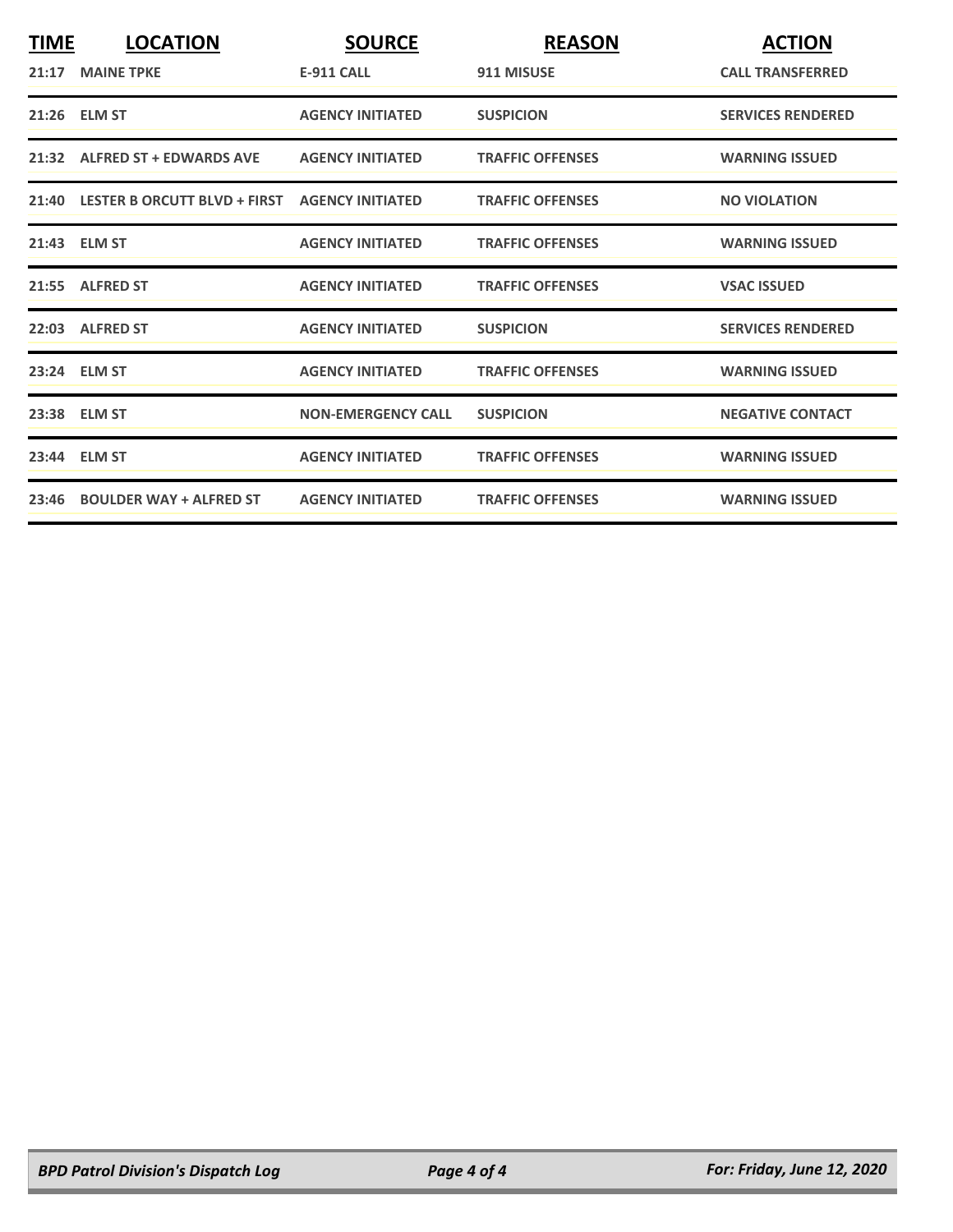| TIME | LOCATION | SOURCE | REASON | ACTION |
|---|---|---|---|---|
| 21:17 | MAINE TPKE | E-911 CALL | 911 MISUSE | CALL TRANSFERRED |
| 21:26 | ELM ST | AGENCY INITIATED | SUSPICION | SERVICES RENDERED |
| 21:32 | ALFRED ST + EDWARDS AVE | AGENCY INITIATED | TRAFFIC OFFENSES | WARNING ISSUED |
| 21:40 | LESTER B ORCUTT BLVD + FIRST | AGENCY INITIATED | TRAFFIC OFFENSES | NO VIOLATION |
| 21:43 | ELM ST | AGENCY INITIATED | TRAFFIC OFFENSES | WARNING ISSUED |
| 21:55 | ALFRED ST | AGENCY INITIATED | TRAFFIC OFFENSES | VSAC ISSUED |
| 22:03 | ALFRED ST | AGENCY INITIATED | SUSPICION | SERVICES RENDERED |
| 23:24 | ELM ST | AGENCY INITIATED | TRAFFIC OFFENSES | WARNING ISSUED |
| 23:38 | ELM ST | NON-EMERGENCY CALL | SUSPICION | NEGATIVE CONTACT |
| 23:44 | ELM ST | AGENCY INITIATED | TRAFFIC OFFENSES | WARNING ISSUED |
| 23:46 | BOULDER WAY + ALFRED ST | AGENCY INITIATED | TRAFFIC OFFENSES | WARNING ISSUED |